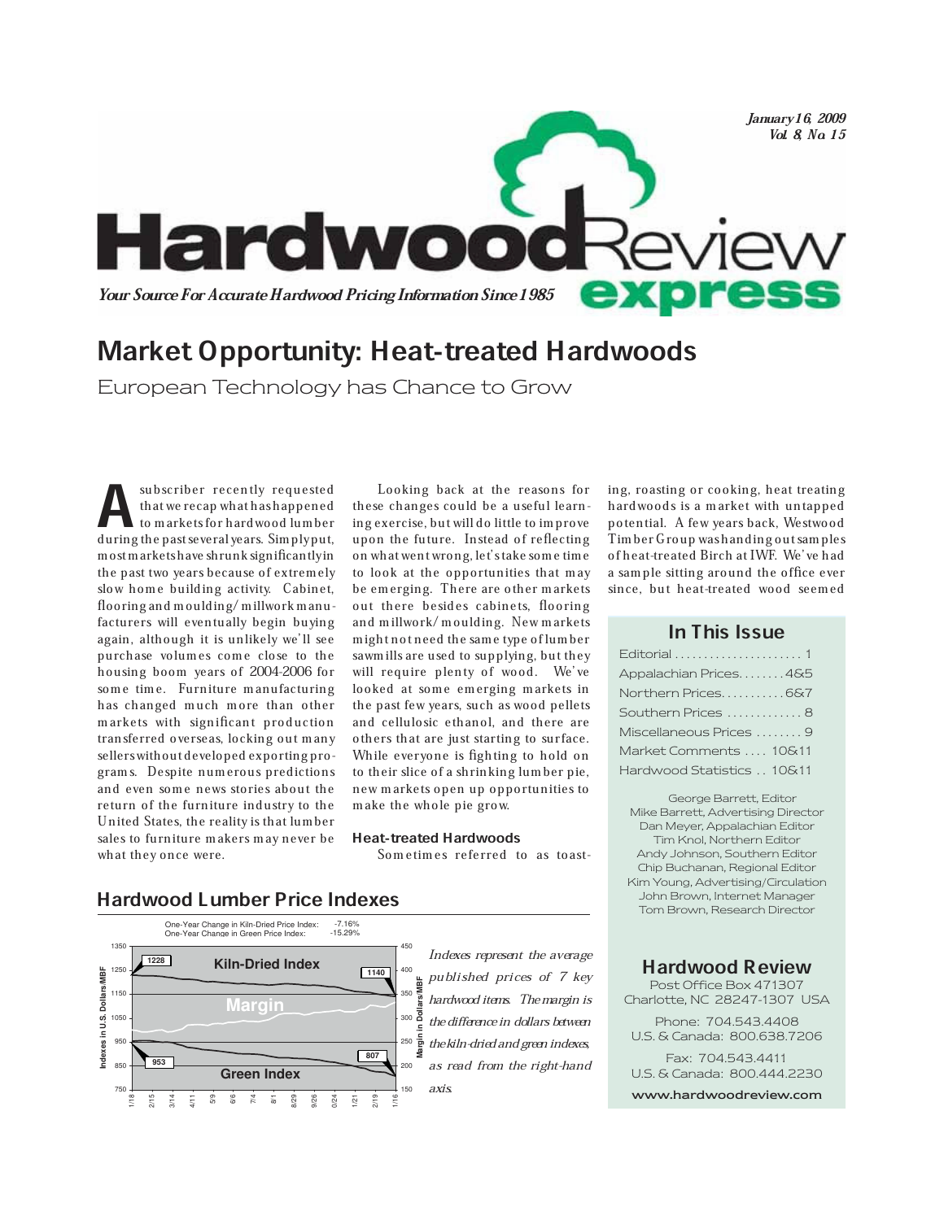January 16, 2009
Vol. 8, No. 15

# Hardwood Review express

*Your Source For Accurate Hardwood Pricing Information Since 1985*

## Market Opportunity: Heat-treated Hardwoods

European Technology has Chance to Grow

A subscriber recently requested that we recap what has happened to markets for hardwood lumber during the past several years. Simply put, most markets have shrunk significantly in the past two years because of extremely slow home building activity. Cabinet, flooring and moulding/millwork manufacturers will eventually begin buying again, although it is unlikely we'll see purchase volumes come close to the housing boom years of 2004-2006 for some time. Furniture manufacturing has changed much more than other markets with significant production transferred overseas, locking out many sellers without developed exporting programs. Despite numerous predictions and even some news stories about the return of the furniture industry to the United States, the reality is that lumber sales to furniture makers may never be what they once were.

Looking back at the reasons for these changes could be a useful learning exercise, but will do little to improve upon the future. Instead of reflecting on what went wrong, let's take some time to look at the opportunities that may be emerging. There are other markets out there besides cabinets, flooring and millwork/moulding. New markets might not need the same type of lumber sawmills are used to supplying, but they will require plenty of wood. We've looked at some emerging markets in the past few years, such as wood pellets and cellulosic ethanol, and there are others that are just starting to surface. While everyone is fighting to hold on to their slice of a shrinking lumber pie, new markets open up opportunities to make the whole pie grow.

### Heat-treated Hardwoods

Sometimes referred to as toasting, roasting or cooking, heat treating hardwoods is a market with untapped potential. A few years back, Westwood Timber Group was handing out samples of heat-treated Birch at IWF. We've had a sample sitting around the office ever since, but heat-treated wood seemed

### In This Issue

Editorial ...................... 1
Appalachian Prices........4&5
Northern Prices...........6&7
Southern Prices ............. 8
Miscellaneous Prices ........ 9
Market Comments .... 10&11
Hardwood Statistics .. 10&11

George Barrett, Editor
Mike Barrett, Advertising Director
Dan Meyer, Appalachian Editor
Tim Knol, Northern Editor
Andy Johnson, Southern Editor
Chip Buchanan, Regional Editor
Kim Young, Advertising/Circulation
John Brown, Internet Manager
Tom Brown, Research Director

### Hardwood Review

Post Office Box 471307
Charlotte, NC 28247-1307 USA

Phone: 704.543.4408
U.S. & Canada: 800.638.7206

Fax: 704.543.4411
U.S. & Canada: 800.444.2230

www.hardwoodreview.com

### Hardwood Lumber Price Indexes

One-Year Change in Kiln-Dried Price Index: -7.16%
One-Year Change in Green Price Index: -15.29%

Kiln-Dried Index: 1228 → 1140
Green Index: 953 → 807

*Indexes represent the average published prices of 7 key hardwood items. The margin is the difference in dollars between the kiln-dried and green indexes, as read from the right-hand axis.*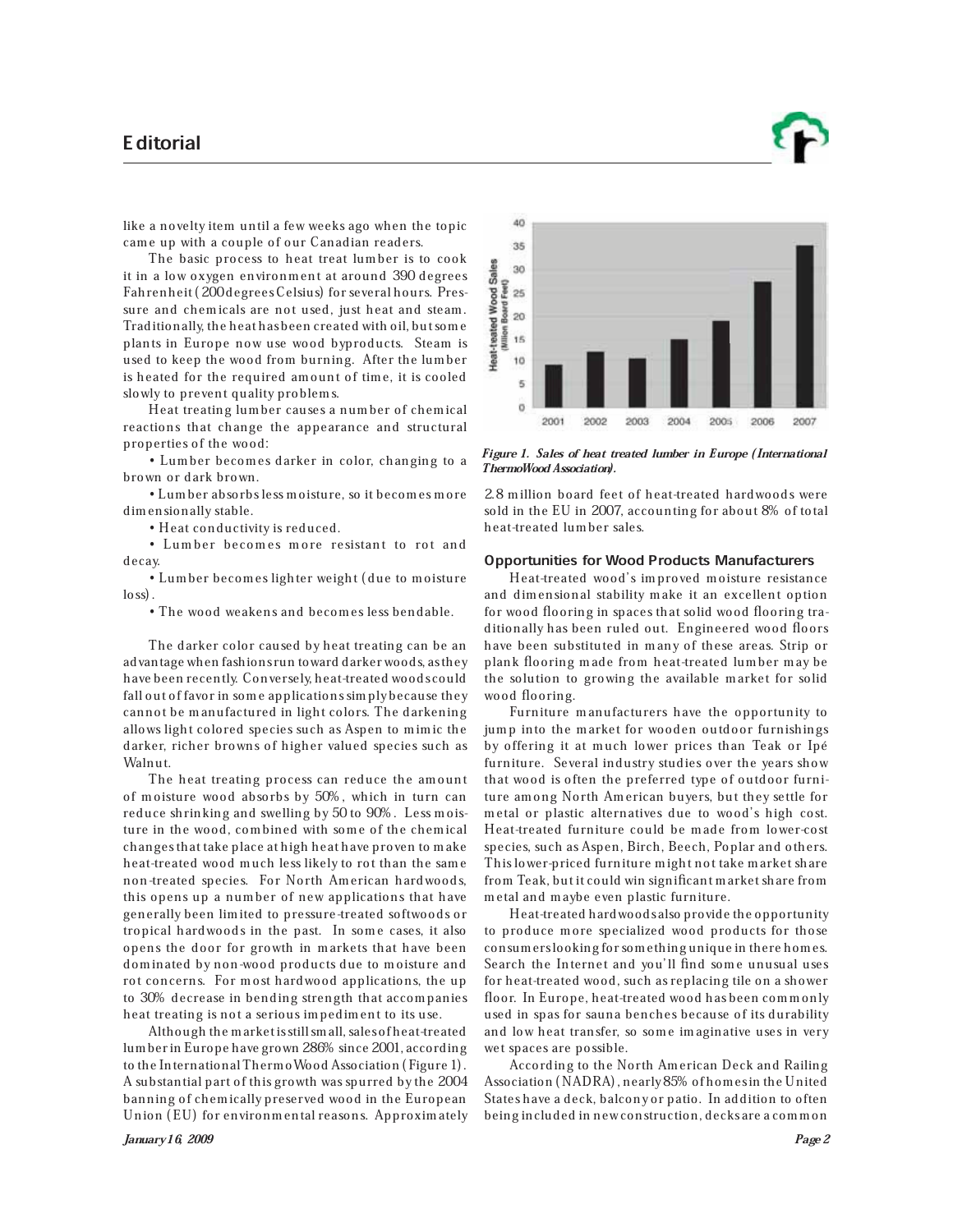like a novelty item until a few weeks ago when the topic came up with a couple of our Canadian readers.

The basic process to heat treat lumber is to cook it in a low oxygen environment at around 390 degrees Fahrenheit (200 degrees Celsius) for several hours. Pressure and chemicals are not used, just heat and steam. Traditionally, the heat has been created with oil, but some plants in Europe now use wood byproducts. Steam is used to keep the wood from burning. After the lumber is heated for the required amount of time, it is cooled slowly to prevent quality problems.

Heat treating lumber causes a number of chemical reactions that change the appearance and structural properties of the wood:

- Lumber becomes darker in color, changing to a brown or dark brown.
- Lumber absorbs less moisture, so it becomes more dimensionally stable.
- Heat conductivity is reduced.
- Lumber becomes more resistant to rot and decay.
- Lumber becomes lighter weight (due to moisture loss).
- The wood weakens and becomes less bendable.

The darker color caused by heat treating can be an advantage when fashions run toward darker woods, as they have been recently. Conversely, heat-treated woods could fall out of favor in some applications simply because they cannot be manufactured in light colors. The darkening allows light colored species such as Aspen to mimic the darker, richer browns of higher valued species such as Walnut.

The heat treating process can reduce the amount of moisture wood absorbs by 50%, which in turn can reduce shrinking and swelling by 50 to 90%. Less moisture in the wood, combined with some of the chemical changes that take place at high heat have proven to make heat-treated wood much less likely to rot than the same non-treated species. For North American hardwoods, this opens up a number of new applications that have generally been limited to pressure-treated softwoods or tropical hardwoods in the past. In some cases, it also opens the door for growth in markets that have been dominated by non-wood products due to moisture and rot concerns. For most hardwood applications, the up to 30% decrease in bending strength that accompanies heat treating is not a serious impediment to its use.

Although the market is still small, sales of heat-treated lumber in Europe have grown 286% since 2001, according to the International ThermoWood Association (Figure 1). A substantial part of this growth was spurred by the 2004 banning of chemically preserved wood in the European Union (EU) for environmental reasons. Approximately 2.8 million board feet of heat-treated hardwoods were sold in the EU in 2007, accounting for about 8% of total heat-treated lumber sales.

*Figure 1. Sales of heat treated lumber in Europe (International ThermoWood Association).*

### Opportunities for Wood Products Manufacturers

Heat-treated wood's improved moisture resistance and dimensional stability make it an excellent option for wood flooring in spaces that solid wood flooring traditionally has been ruled out. Engineered wood floors have been substituted in many of these areas. Strip or plank flooring made from heat-treated lumber may be the solution to growing the available market for solid wood flooring.

Furniture manufacturers have the opportunity to jump into the market for wooden outdoor furnishings by offering it at much lower prices than Teak or Ipé furniture. Several industry studies over the years show that wood is often the preferred type of outdoor furniture among North American buyers, but they settle for metal or plastic alternatives due to wood's high cost. Heat-treated furniture could be made from lower-cost species, such as Aspen, Birch, Beech, Poplar and others. This lower-priced furniture might not take market share from Teak, but it could win significant market share from metal and maybe even plastic furniture.

Heat-treated hardwoods also provide the opportunity to produce more specialized wood products for those consumers looking for something unique in there homes. Search the Internet and you'll find some unusual uses for heat-treated wood, such as replacing tile on a shower floor. In Europe, heat-treated wood has been commonly used in spas for sauna benches because of its durability and low heat transfer, so some imaginative uses in very wet spaces are possible.

According to the North American Deck and Railing Association (NADRA), nearly 85% of homes in the United States have a deck, balcony or patio. In addition to often being included in new construction, decks are a common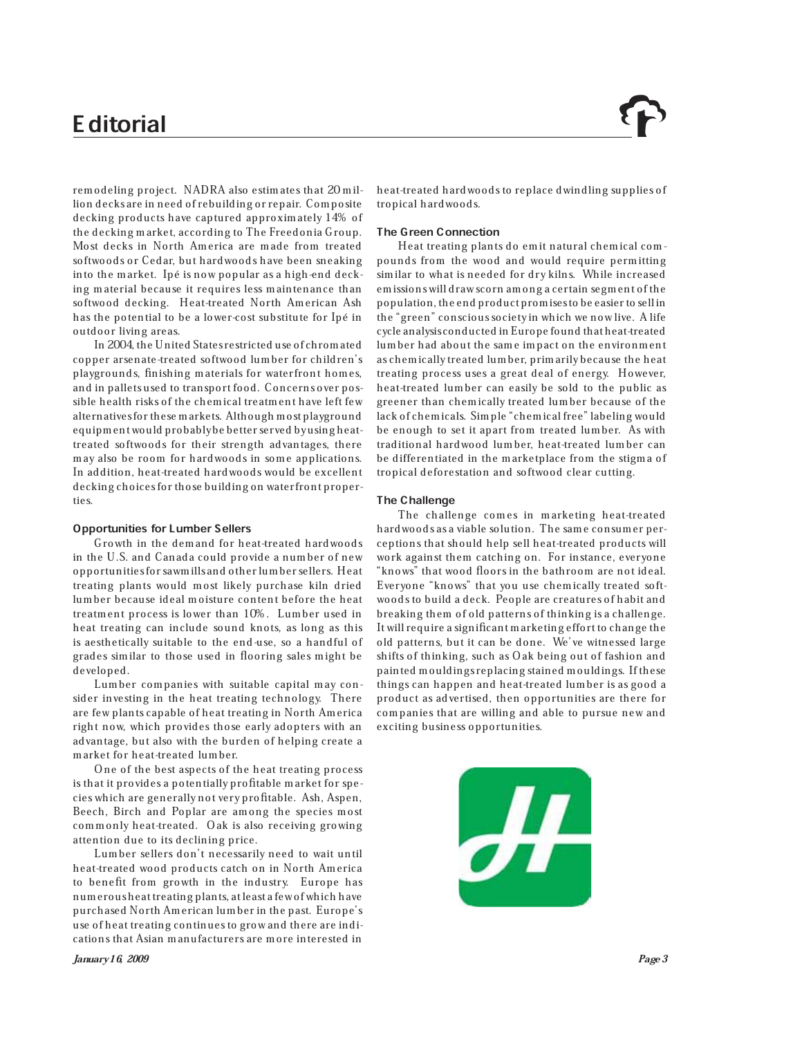remodeling project. NADRA also estimates that 20 million decks are in need of rebuilding or repair. Composite decking products have captured approximately 14% of the decking market, according to The Freedonia Group. Most decks in North America are made from treated softwoods or Cedar, but hardwoods have been sneaking into the market. Ipé is now popular as a high-end decking material because it requires less maintenance than softwood decking. Heat-treated North American Ash has the potential to be a lower-cost substitute for Ipé in outdoor living areas.

In 2004, the United States restricted use of chromated copper arsenate-treated softwood lumber for children's playgrounds, finishing materials for waterfront homes, and in pallets used to transport food. Concerns over possible health risks of the chemical treatment have left few alternatives for these markets. Although most playground equipment would probably be better served by using heat-treated softwoods for their strength advantages, there may also be room for hardwoods in some applications. In addition, heat-treated hardwoods would be excellent decking choices for those building on waterfront properties.

### Opportunities for Lumber Sellers

Growth in the demand for heat-treated hardwoods in the U.S. and Canada could provide a number of new opportunities for sawmills and other lumber sellers. Heat treating plants would most likely purchase kiln dried lumber because ideal moisture content before the heat treatment process is lower than 10%. Lumber used in heat treating can include sound knots, as long as this is aesthetically suitable to the end-use, so a handful of grades similar to those used in flooring sales might be developed.

Lumber companies with suitable capital may consider investing in the heat treating technology. There are few plants capable of heat treating in North America right now, which provides those early adopters with an advantage, but also with the burden of helping create a market for heat-treated lumber.

One of the best aspects of the heat treating process is that it provides a potentially profitable market for species which are generally not very profitable. Ash, Aspen, Beech, Birch and Poplar are among the species most commonly heat-treated. Oak is also receiving growing attention due to its declining price.

Lumber sellers don't necessarily need to wait until heat-treated wood products catch on in North America to benefit from growth in the industry. Europe has numerous heat treating plants, at least a few of which have purchased North American lumber in the past. Europe's use of heat treating continues to grow and there are indications that Asian manufacturers are more interested in heat-treated hardwoods to replace dwindling supplies of tropical hardwoods.

### The Green Connection

Heat treating plants do emit natural chemical compounds from the wood and would require permitting similar to what is needed for dry kilns. While increased emissions will draw scorn among a certain segment of the population, the end product promises to be easier to sell in the "green" conscious society in which we now live. A life cycle analysis conducted in Europe found that heat-treated lumber had about the same impact on the environment as chemically treated lumber, primarily because the heat treating process uses a great deal of energy. However, heat-treated lumber can easily be sold to the public as greener than chemically treated lumber because of the lack of chemicals. Simple "chemical free" labeling would be enough to set it apart from treated lumber. As with traditional hardwood lumber, heat-treated lumber can be differentiated in the marketplace from the stigma of tropical deforestation and softwood clear cutting.

### The Challenge

The challenge comes in marketing heat-treated hardwoods as a viable solution. The same consumer perceptions that should help sell heat-treated products will work against them catching on. For instance, everyone "knows" that wood floors in the bathroom are not ideal. Everyone "knows" that you use chemically treated softwoods to build a deck. People are creatures of habit and breaking them of old patterns of thinking is a challenge. It will require a significant marketing effort to change the old patterns, but it can be done. We've witnessed large shifts of thinking, such as Oak being out of fashion and painted mouldings replacing stained mouldings. If these things can happen and heat-treated lumber is as good a product as advertised, then opportunities are there for companies that are willing and able to pursue new and exciting business opportunities.